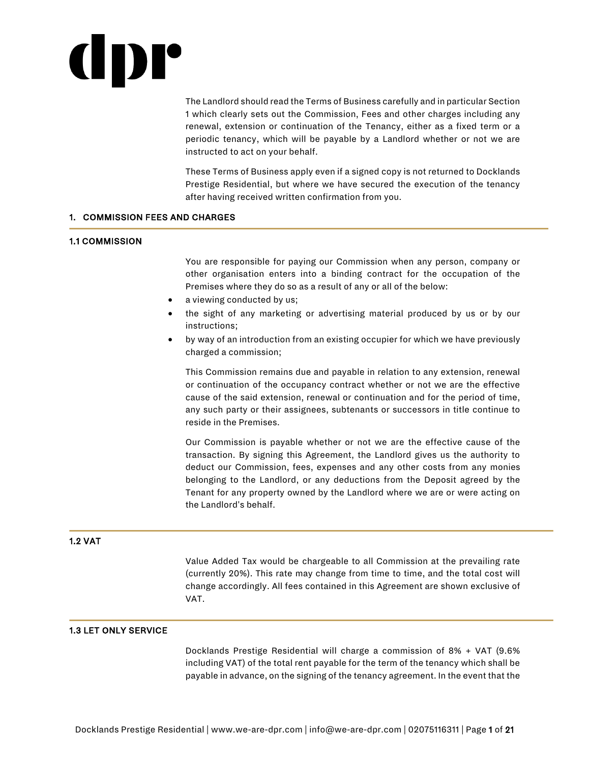# dpr

The Landlord should read the Terms of Business carefully and in particular Section 1 which clearly sets out the Commission, Fees and other charges including any renewal, extension or continuation of the Tenancy, either as a fixed term or a periodic tenancy, which will be payable by a Landlord whether or not we are instructed to act on your behalf.

These Terms of Business apply even if a signed copy is not returned to Docklands Prestige Residential, but where we have secured the execution of the tenancy after having received written confirmation from you.

## 1. COMMISSION FEES AND CHARGES

### 1.1 COMMISSION

You are responsible for paying our Commission when any person, company or other organisation enters into a binding contract for the occupation of the Premises where they do so as a result of any or all of the below:

- a viewing conducted by us;
- the sight of any marketing or advertising material produced by us or by our instructions;
- by way of an introduction from an existing occupier for which we have previously charged a commission;

This Commission remains due and payable in relation to any extension, renewal or continuation of the occupancy contract whether or not we are the effective cause of the said extension, renewal or continuation and for the period of time, any such party or their assignees, subtenants or successors in title continue to reside in the Premises.

Our Commission is payable whether or not we are the effective cause of the transaction. By signing this Agreement, the Landlord gives us the authority to deduct our Commission, fees, expenses and any other costs from any monies belonging to the Landlord, or any deductions from the Deposit agreed by the Tenant for any property owned by the Landlord where we are or were acting on the Landlord's behalf.

### 1.2 VAT

Value Added Tax would be chargeable to all Commission at the prevailing rate (currently 20%). This rate may change from time to time, and the total cost will change accordingly. All fees contained in this Agreement are shown exclusive of VAT.

### 1.3 LET ONLY SERVICE

Docklands Prestige Residential will charge a commission of 8% + VAT (9.6% including VAT) of the total rent payable for the term of the tenancy which shall be payable in advance, on the signing of the tenancy agreement. In the event that the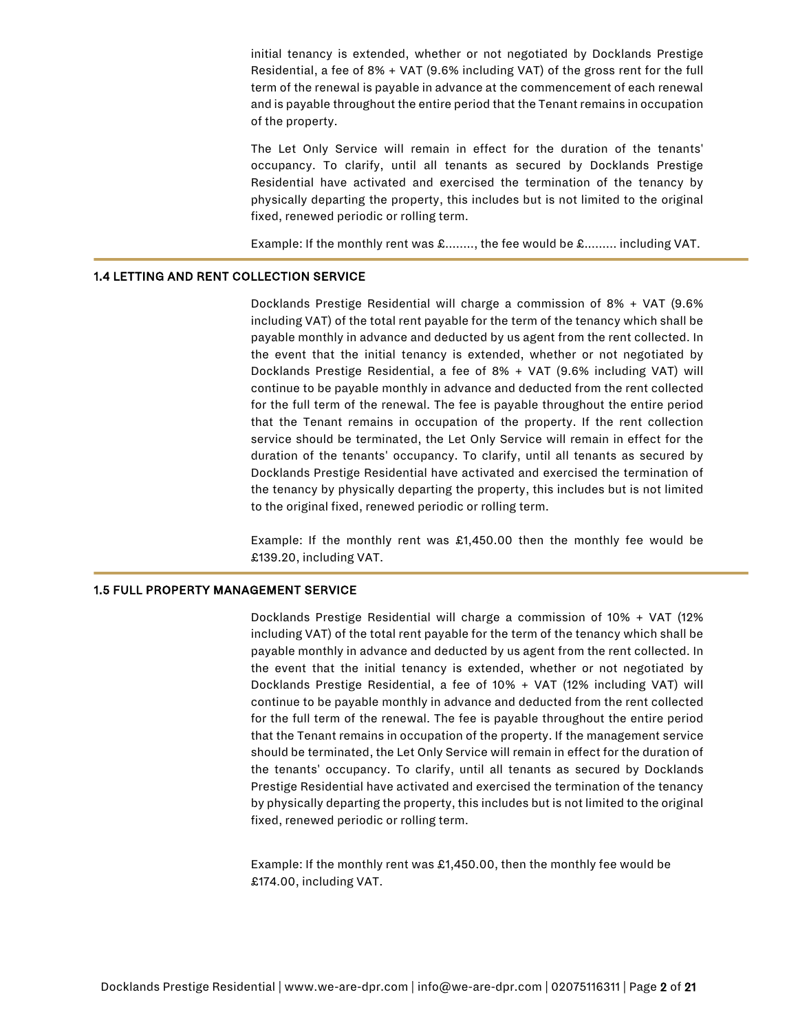initial tenancy is extended, whether or not negotiated by Docklands Prestige Residential, a fee of 8% + VAT (9.6% including VAT) of the gross rent for the full term of the renewal is payable in advance at the commencement of each renewal and is payable throughout the entire period that the Tenant remains in occupation of the property.

The Let Only Service will remain in effect for the duration of the tenants' occupancy. To clarify, until all tenants as secured by Docklands Prestige Residential have activated and exercised the termination of the tenancy by physically departing the property, this includes but is not limited to the original fixed, renewed periodic or rolling term.

Example: If the monthly rent was £........, the fee would be £......... including VAT.

## 1.4 LETTING AND RENT COLLECTION SERVICE

Docklands Prestige Residential will charge a commission of 8% + VAT (9.6% including VAT) of the total rent payable for the term of the tenancy which shall be payable monthly in advance and deducted by us agent from the rent collected. In the event that the initial tenancy is extended, whether or not negotiated by Docklands Prestige Residential, a fee of 8% + VAT (9.6% including VAT) will continue to be payable monthly in advance and deducted from the rent collected for the full term of the renewal. The fee is payable throughout the entire period that the Tenant remains in occupation of the property. If the rent collection service should be terminated, the Let Only Service will remain in effect for the duration of the tenants' occupancy. To clarify, until all tenants as secured by Docklands Prestige Residential have activated and exercised the termination of the tenancy by physically departing the property, this includes but is not limited to the original fixed, renewed periodic or rolling term.

Example: If the monthly rent was £1,450.00 then the monthly fee would be £139.20, including VAT.

## 1.5 FULL PROPERTY MANAGEMENT SERVICE

Docklands Prestige Residential will charge a commission of 10% + VAT (12% including VAT) of the total rent payable for the term of the tenancy which shall be payable monthly in advance and deducted by us agent from the rent collected. In the event that the initial tenancy is extended, whether or not negotiated by Docklands Prestige Residential, a fee of 10% + VAT (12% including VAT) will continue to be payable monthly in advance and deducted from the rent collected for the full term of the renewal. The fee is payable throughout the entire period that the Tenant remains in occupation of the property. If the management service should be terminated, the Let Only Service will remain in effect for the duration of the tenants' occupancy. To clarify, until all tenants as secured by Docklands Prestige Residential have activated and exercised the termination of the tenancy by physically departing the property, this includes but is not limited to the original fixed, renewed periodic or rolling term.

Example: If the monthly rent was £1,450.00, then the monthly fee would be £174.00, including VAT.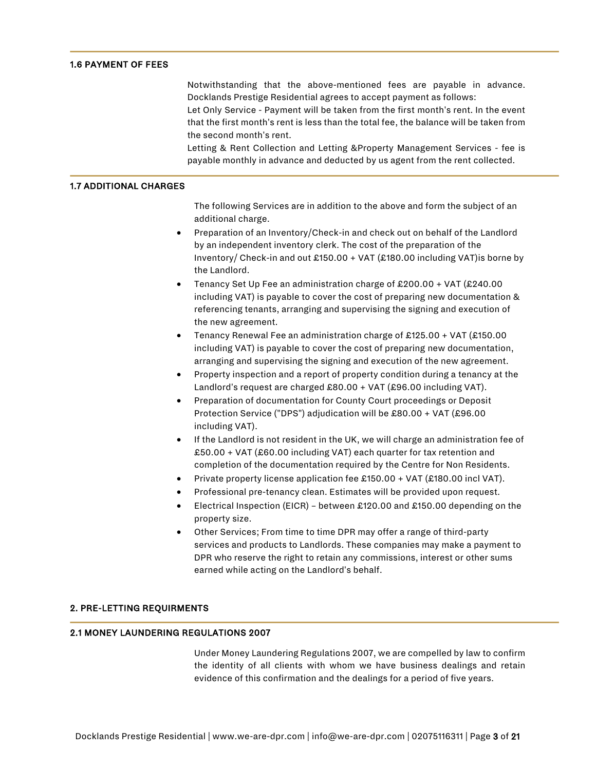### 1.6 PAYMENT OF FEES

Notwithstanding that the above-mentioned fees are payable in advance. Docklands Prestige Residential agrees to accept payment as follows:

Let Only Service - Payment will be taken from the first month's rent. In the event that the first month's rent is less than the total fee, the balance will be taken from the second month's rent.

Letting & Rent Collection and Letting &Property Management Services - fee is payable monthly in advance and deducted by us agent from the rent collected.

### 1.7 ADDITIONAL CHARGES

The following Services are in addition to the above and form the subject of an additional charge.

- Preparation of an Inventory/Check-in and check out on behalf of the Landlord by an independent inventory clerk. The cost of the preparation of the Inventory/ Check-in and out £150.00 + VAT (£180.00 including VAT)is borne by the Landlord.
- Tenancy Set Up Fee an administration charge of £200.00 + VAT (£240.00 including VAT) is payable to cover the cost of preparing new documentation & referencing tenants, arranging and supervising the signing and execution of the new agreement.
- Tenancy Renewal Fee an administration charge of £125.00 + VAT (£150.00 including VAT) is payable to cover the cost of preparing new documentation, arranging and supervising the signing and execution of the new agreement.
- Property inspection and a report of property condition during a tenancy at the Landlord's request are charged £80.00 + VAT (£96.00 including VAT).
- Preparation of documentation for County Court proceedings or Deposit Protection Service ("DPS") adjudication will be £80.00 + VAT (£96.00 including VAT).
- If the Landlord is not resident in the UK, we will charge an administration fee of £50.00 + VAT (£60.00 including VAT) each quarter for tax retention and completion of the documentation required by the Centre for Non Residents.
- Private property license application fee £150.00 + VAT (£180.00 incl VAT).
- Professional pre-tenancy clean. Estimates will be provided upon request.
- Electrical Inspection (EICR) – between £120.00 and £150.00 depending on the property size.
- Other Services; From time to time DPR may offer a range of third-party services and products to Landlords. These companies may make a payment to DPR who reserve the right to retain any commissions, interest or other sums earned while acting on the Landlord's behalf.

## 2. PRE-LETTING REQUIRMENTS

### 2.1 MONEY LAUNDERING REGULATIONS 2007

Under Money Laundering Regulations 2007, we are compelled by law to confirm the identity of all clients with whom we have business dealings and retain evidence of this confirmation and the dealings for a period of five years.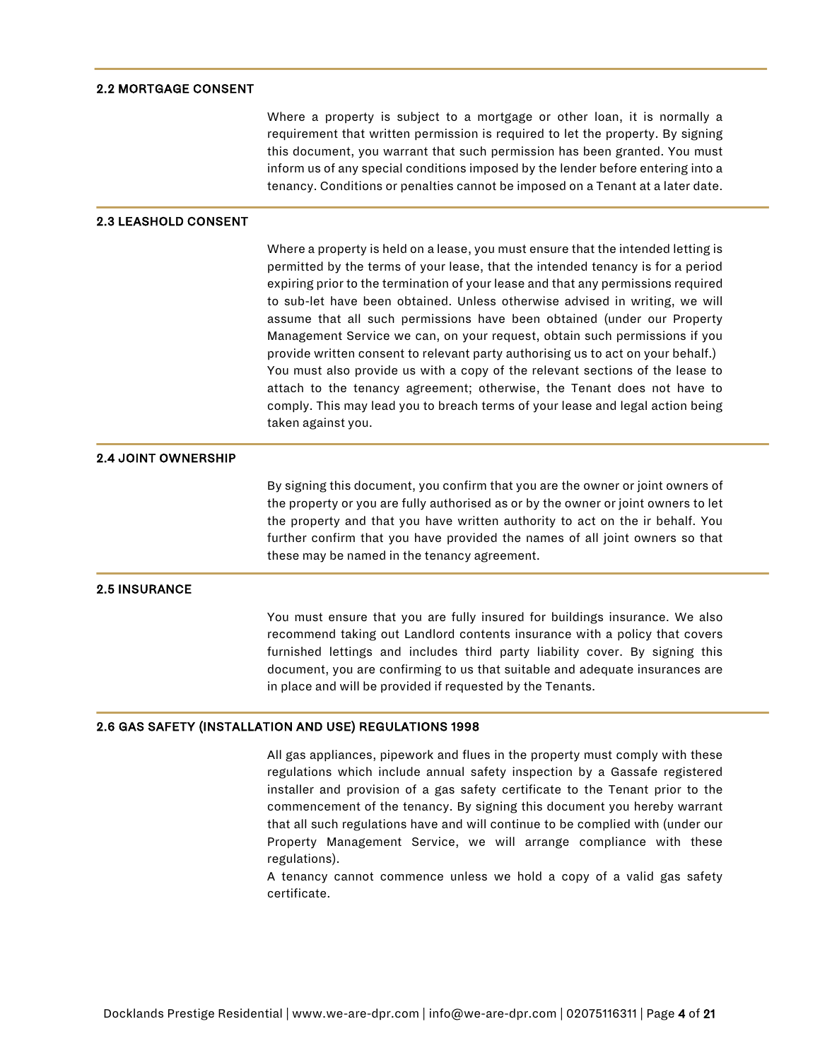### 2.2 MORTGAGE CONSENT

Where a property is subject to a mortgage or other loan, it is normally a requirement that written permission is required to let the property. By signing this document, you warrant that such permission has been granted. You must inform us of any special conditions imposed by the lender before entering into a tenancy. Conditions or penalties cannot be imposed on a Tenant at a later date.

### 2.3 LEASHOLD CONSENT

Where a property is held on a lease, you must ensure that the intended letting is permitted by the terms of your lease, that the intended tenancy is for a period expiring prior to the termination of your lease and that any permissions required to sub-let have been obtained. Unless otherwise advised in writing, we will assume that all such permissions have been obtained (under our Property Management Service we can, on your request, obtain such permissions if you provide written consent to relevant party authorising us to act on your behalf.) You must also provide us with a copy of the relevant sections of the lease to attach to the tenancy agreement; otherwise, the Tenant does not have to comply. This may lead you to breach terms of your lease and legal action being taken against you.

### 2.4 JOINT OWNERSHIP

By signing this document, you confirm that you are the owner or joint owners of the property or you are fully authorised as or by the owner or joint owners to let the property and that you have written authority to act on the ir behalf. You further confirm that you have provided the names of all joint owners so that these may be named in the tenancy agreement.

### 2.5 INSURANCE

You must ensure that you are fully insured for buildings insurance. We also recommend taking out Landlord contents insurance with a policy that covers furnished lettings and includes third party liability cover. By signing this document, you are confirming to us that suitable and adequate insurances are in place and will be provided if requested by the Tenants.

### 2.6 GAS SAFETY (INSTALLATION AND USE) REGULATIONS 1998

All gas appliances, pipework and flues in the property must comply with these regulations which include annual safety inspection by a Gassafe registered installer and provision of a gas safety certificate to the Tenant prior to the commencement of the tenancy. By signing this document you hereby warrant that all such regulations have and will continue to be complied with (under our Property Management Service, we will arrange compliance with these regulations).

A tenancy cannot commence unless we hold a copy of a valid gas safety certificate.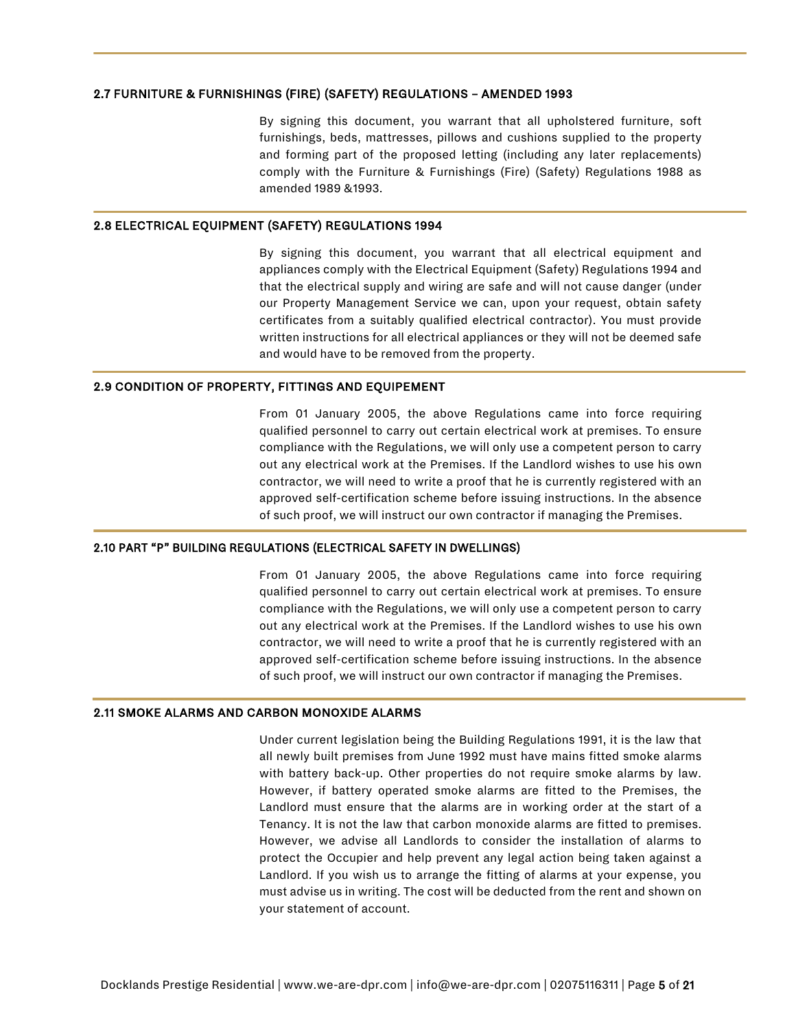### 2.7 FURNITURE & FURNISHINGS (FIRE) (SAFETY) REGULATIONS – AMENDED 1993

By signing this document, you warrant that all upholstered furniture, soft furnishings, beds, mattresses, pillows and cushions supplied to the property and forming part of the proposed letting (including any later replacements) comply with the Furniture & Furnishings (Fire) (Safety) Regulations 1988 as amended 1989 &1993.

### 2.8 ELECTRICAL EQUIPMENT (SAFETY) REGULATIONS 1994

By signing this document, you warrant that all electrical equipment and appliances comply with the Electrical Equipment (Safety) Regulations 1994 and that the electrical supply and wiring are safe and will not cause danger (under our Property Management Service we can, upon your request, obtain safety certificates from a suitably qualified electrical contractor). You must provide written instructions for all electrical appliances or they will not be deemed safe and would have to be removed from the property.

### 2.9 CONDITION OF PROPERTY, FITTINGS AND EQUIPEMENT

From 01 January 2005, the above Regulations came into force requiring qualified personnel to carry out certain electrical work at premises. To ensure compliance with the Regulations, we will only use a competent person to carry out any electrical work at the Premises. If the Landlord wishes to use his own contractor, we will need to write a proof that he is currently registered with an approved self-certification scheme before issuing instructions. In the absence of such proof, we will instruct our own contractor if managing the Premises.

### 2.10 PART "P" BUILDING REGULATIONS (ELECTRICAL SAFETY IN DWELLINGS)

From 01 January 2005, the above Regulations came into force requiring qualified personnel to carry out certain electrical work at premises. To ensure compliance with the Regulations, we will only use a competent person to carry out any electrical work at the Premises. If the Landlord wishes to use his own contractor, we will need to write a proof that he is currently registered with an approved self-certification scheme before issuing instructions. In the absence of such proof, we will instruct our own contractor if managing the Premises.

### 2.11 SMOKE ALARMS AND CARBON MONOXIDE ALARMS

Under current legislation being the Building Regulations 1991, it is the law that all newly built premises from June 1992 must have mains fitted smoke alarms with battery back-up. Other properties do not require smoke alarms by law. However, if battery operated smoke alarms are fitted to the Premises, the Landlord must ensure that the alarms are in working order at the start of a Tenancy. It is not the law that carbon monoxide alarms are fitted to premises. However, we advise all Landlords to consider the installation of alarms to protect the Occupier and help prevent any legal action being taken against a Landlord. If you wish us to arrange the fitting of alarms at your expense, you must advise us in writing. The cost will be deducted from the rent and shown on your statement of account.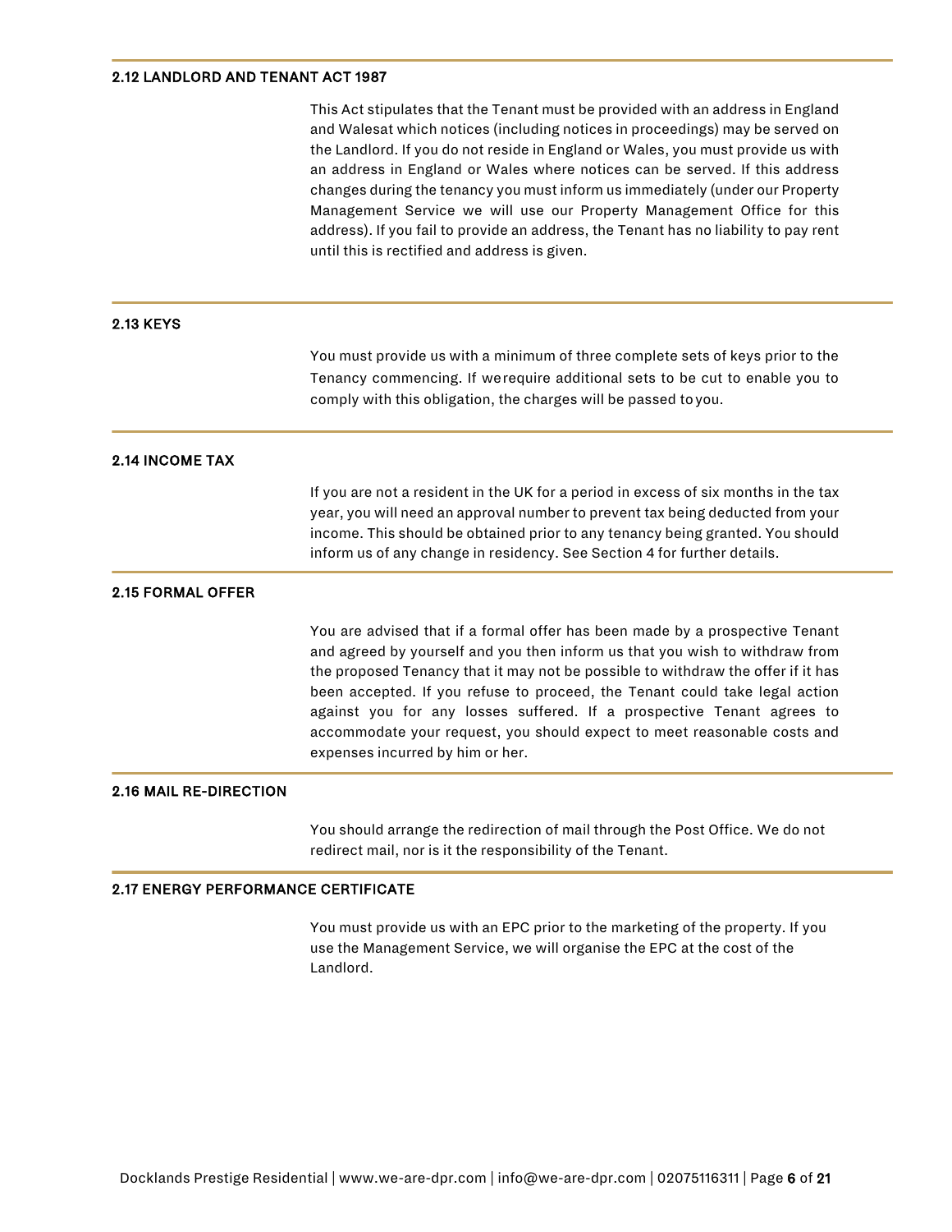### 2.12 LANDLORD AND TENANT ACT 1987

This Act stipulates that the Tenant must be provided with an address in England and Walesat which notices (including notices in proceedings) may be served on the Landlord. If you do not reside in England or Wales, you must provide us with an address in England or Wales where notices can be served. If this address changes during the tenancy you must inform us immediately (under our Property Management Service we will use our Property Management Office for this address). If you fail to provide an address, the Tenant has no liability to pay rent until this is rectified and address is given.

### 2.13 KEYS

You must provide us with a minimum of three complete sets of keys prior to the Tenancy commencing. If werequire additional sets to be cut to enable you to comply with this obligation, the charges will be passed toyou.

### 2.14 INCOME TAX

If you are not a resident in the UK for a period in excess of six months in the tax year, you will need an approval number to prevent tax being deducted from your income. This should be obtained prior to any tenancy being granted. You should inform us of any change in residency. See Section 4 for further details.

### 2.15 FORMAL OFFER

You are advised that if a formal offer has been made by a prospective Tenant and agreed by yourself and you then inform us that you wish to withdraw from the proposed Tenancy that it may not be possible to withdraw the offer if it has been accepted. If you refuse to proceed, the Tenant could take legal action against you for any losses suffered. If a prospective Tenant agrees to accommodate your request, you should expect to meet reasonable costs and expenses incurred by him or her.

### 2.16 MAIL RE-DIRECTION

You should arrange the redirection of mail through the Post Office. We do not redirect mail, nor is it the responsibility of the Tenant.

### 2.17 ENERGY PERFORMANCE CERTIFICATE

You must provide us with an EPC prior to the marketing of the property. If you use the Management Service, we will organise the EPC at the cost of the Landlord.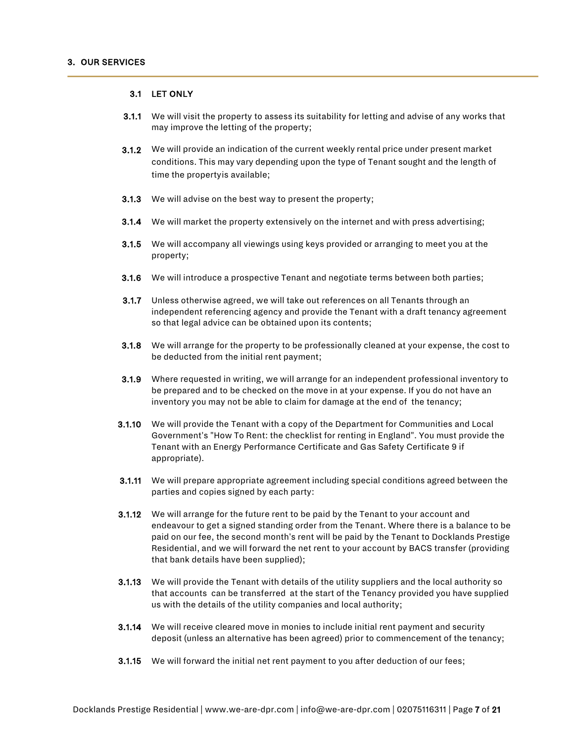## 3. OUR SERVICES

### 3.1 LET ONLY

**3.1.1** We will visit the property to assess its suitability for letting and advise of any works that may improve the letting of the property;

**3.1.2** We will provide an indication of the current weekly rental price under present market conditions. This may vary depending upon the type of Tenant sought and the length of time the propertyis available;

**3.1.3** We will advise on the best way to present the property;

**3.1.4** We will market the property extensively on the internet and with press advertising;

**3.1.5** We will accompany all viewings using keys provided or arranging to meet you at the property;

**3.1.6** We will introduce a prospective Tenant and negotiate terms between both parties;

**3.1.7** Unless otherwise agreed, we will take out references on all Tenants through an independent referencing agency and provide the Tenant with a draft tenancy agreement so that legal advice can be obtained upon its contents;

**3.1.8** We will arrange for the property to be professionally cleaned at your expense, the cost to be deducted from the initial rent payment;

**3.1.9** Where requested in writing, we will arrange for an independent professional inventory to be prepared and to be checked on the move in at your expense. If you do not have an inventory you may not be able to claim for damage at the end of the tenancy;

**3.1.10** We will provide the Tenant with a copy of the Department for Communities and Local Government's "How To Rent: the checklist for renting in England". You must provide the Tenant with an Energy Performance Certificate and Gas Safety Certificate 9 if appropriate).

**3.1.11** We will prepare appropriate agreement including special conditions agreed between the parties and copies signed by each party:

**3.1.12** We will arrange for the future rent to be paid by the Tenant to your account and endeavour to get a signed standing order from the Tenant. Where there is a balance to be paid on our fee, the second month's rent will be paid by the Tenant to Docklands Prestige Residential, and we will forward the net rent to your account by BACS transfer (providing that bank details have been supplied);

**3.1.13** We will provide the Tenant with details of the utility suppliers and the local authority so that accounts can be transferred at the start of the Tenancy provided you have supplied us with the details of the utility companies and local authority;

**3.1.14** We will receive cleared move in monies to include initial rent payment and security deposit (unless an alternative has been agreed) prior to commencement of the tenancy;

**3.1.15** We will forward the initial net rent payment to you after deduction of our fees;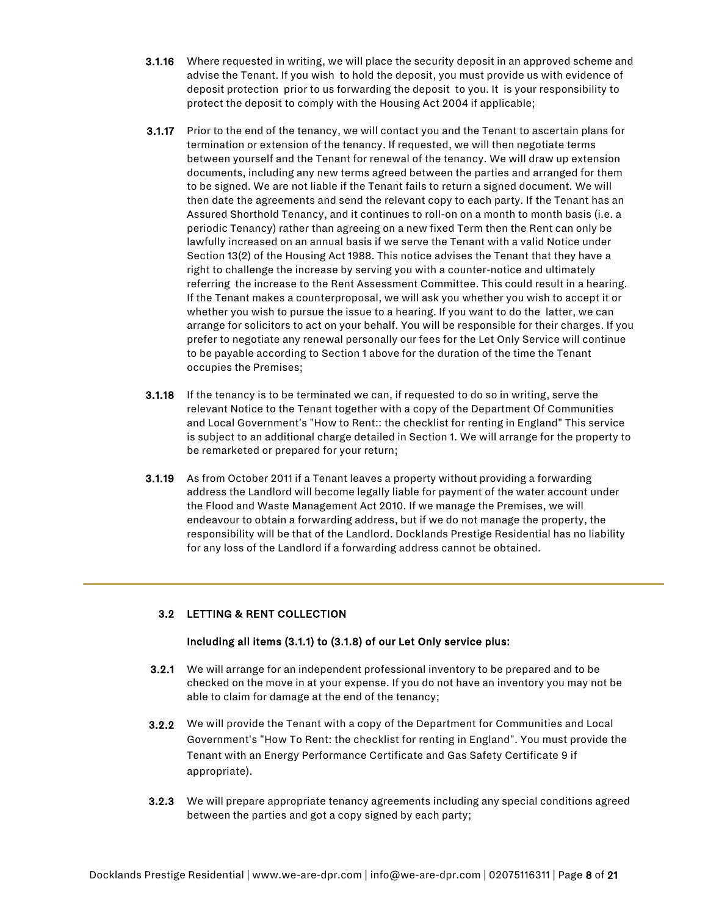**3.1.16** Where requested in writing, we will place the security deposit in an approved scheme and advise the Tenant. If you wish to hold the deposit, you must provide us with evidence of deposit protection prior to us forwarding the deposit to you. It is your responsibility to protect the deposit to comply with the Housing Act 2004 if applicable;

**3.1.17** Prior to the end of the tenancy, we will contact you and the Tenant to ascertain plans for termination or extension of the tenancy. If requested, we will then negotiate terms between yourself and the Tenant for renewal of the tenancy. We will draw up extension documents, including any new terms agreed between the parties and arranged for them to be signed. We are not liable if the Tenant fails to return a signed document. We will then date the agreements and send the relevant copy to each party. If the Tenant has an Assured Shorthold Tenancy, and it continues to roll-on on a month to month basis (i.e. a periodic Tenancy) rather than agreeing on a new fixed Term then the Rent can only be lawfully increased on an annual basis if we serve the Tenant with a valid Notice under Section 13(2) of the Housing Act 1988. This notice advises the Tenant that they have a right to challenge the increase by serving you with a counter-notice and ultimately referring the increase to the Rent Assessment Committee. This could result in a hearing. If the Tenant makes a counterproposal, we will ask you whether you wish to accept it or whether you wish to pursue the issue to a hearing. If you want to do the latter, we can arrange for solicitors to act on your behalf. You will be responsible for their charges. If you prefer to negotiate any renewal personally our fees for the Let Only Service will continue to be payable according to Section 1 above for the duration of the time the Tenant occupies the Premises;

**3.1.18** If the tenancy is to be terminated we can, if requested to do so in writing, serve the relevant Notice to the Tenant together with a copy of the Department Of Communities and Local Government's "How to Rent:: the checklist for renting in England" This service is subject to an additional charge detailed in Section 1. We will arrange for the property to be remarketed or prepared for your return;

**3.1.19** As from October 2011 if a Tenant leaves a property without providing a forwarding address the Landlord will become legally liable for payment of the water account under the Flood and Waste Management Act 2010. If we manage the Premises, we will endeavour to obtain a forwarding address, but if we do not manage the property, the responsibility will be that of the Landlord. Docklands Prestige Residential has no liability for any loss of the Landlord if a forwarding address cannot be obtained.

---

## 3.2 LETTING & RENT COLLECTION

**Including all items (3.1.1) to (3.1.8) of our Let Only service plus:**

**3.2.1** We will arrange for an independent professional inventory to be prepared and to be checked on the move in at your expense. If you do not have an inventory you may not be able to claim for damage at the end of the tenancy;

**3.2.2** We will provide the Tenant with a copy of the Department for Communities and Local Government's "How To Rent: the checklist for renting in England". You must provide the Tenant with an Energy Performance Certificate and Gas Safety Certificate 9 if appropriate).

**3.2.3** We will prepare appropriate tenancy agreements including any special conditions agreed between the parties and got a copy signed by each party;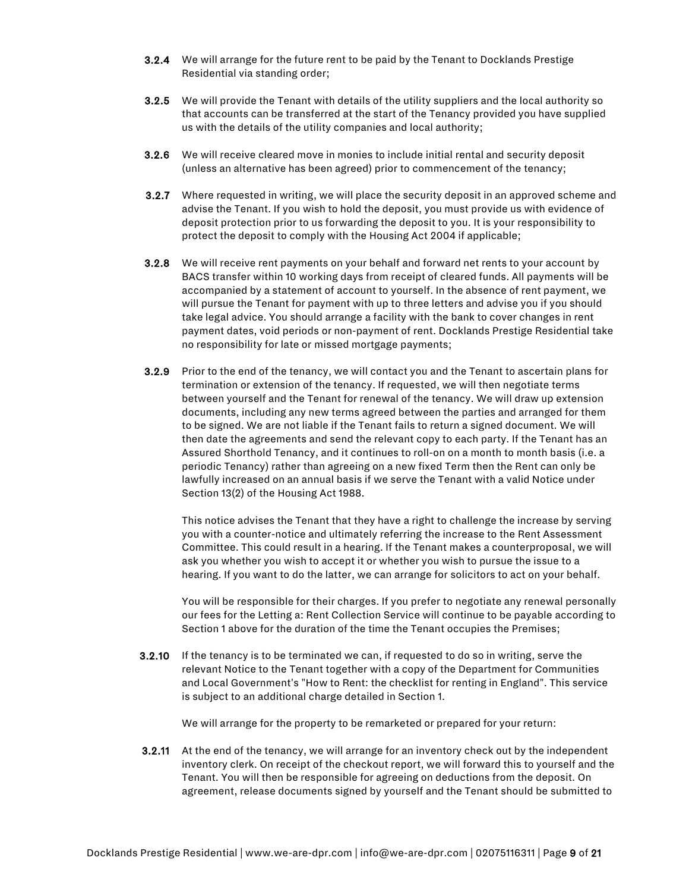**3.2.4** We will arrange for the future rent to be paid by the Tenant to Docklands Prestige Residential via standing order;

**3.2.5** We will provide the Tenant with details of the utility suppliers and the local authority so that accounts can be transferred at the start of the Tenancy provided you have supplied us with the details of the utility companies and local authority;

**3.2.6** We will receive cleared move in monies to include initial rental and security deposit (unless an alternative has been agreed) prior to commencement of the tenancy;

**3.2.7** Where requested in writing, we will place the security deposit in an approved scheme and advise the Tenant. If you wish to hold the deposit, you must provide us with evidence of deposit protection prior to us forwarding the deposit to you. It is your responsibility to protect the deposit to comply with the Housing Act 2004 if applicable;

**3.2.8** We will receive rent payments on your behalf and forward net rents to your account by BACS transfer within 10 working days from receipt of cleared funds. All payments will be accompanied by a statement of account to yourself. In the absence of rent payment, we will pursue the Tenant for payment with up to three letters and advise you if you should take legal advice. You should arrange a facility with the bank to cover changes in rent payment dates, void periods or non-payment of rent. Docklands Prestige Residential take no responsibility for late or missed mortgage payments;

**3.2.9** Prior to the end of the tenancy, we will contact you and the Tenant to ascertain plans for termination or extension of the tenancy. If requested, we will then negotiate terms between yourself and the Tenant for renewal of the tenancy. We will draw up extension documents, including any new terms agreed between the parties and arranged for them to be signed. We are not liable if the Tenant fails to return a signed document. We will then date the agreements and send the relevant copy to each party. If the Tenant has an Assured Shorthold Tenancy, and it continues to roll-on on a month to month basis (i.e. a periodic Tenancy) rather than agreeing on a new fixed Term then the Rent can only be lawfully increased on an annual basis if we serve the Tenant with a valid Notice under Section 13(2) of the Housing Act 1988.

This notice advises the Tenant that they have a right to challenge the increase by serving you with a counter-notice and ultimately referring the increase to the Rent Assessment Committee. This could result in a hearing. If the Tenant makes a counterproposal, we will ask you whether you wish to accept it or whether you wish to pursue the issue to a hearing. If you want to do the latter, we can arrange for solicitors to act on your behalf.

You will be responsible for their charges. If you prefer to negotiate any renewal personally our fees for the Letting a: Rent Collection Service will continue to be payable according to Section 1 above for the duration of the time the Tenant occupies the Premises;

**3.2.10** If the tenancy is to be terminated we can, if requested to do so in writing, serve the relevant Notice to the Tenant together with a copy of the Department for Communities and Local Government's "How to Rent: the checklist for renting in England". This service is subject to an additional charge detailed in Section 1.

We will arrange for the property to be remarketed or prepared for your return:

**3.2.11** At the end of the tenancy, we will arrange for an inventory check out by the independent inventory clerk. On receipt of the checkout report, we will forward this to yourself and the Tenant. You will then be responsible for agreeing on deductions from the deposit. On agreement, release documents signed by yourself and the Tenant should be submitted to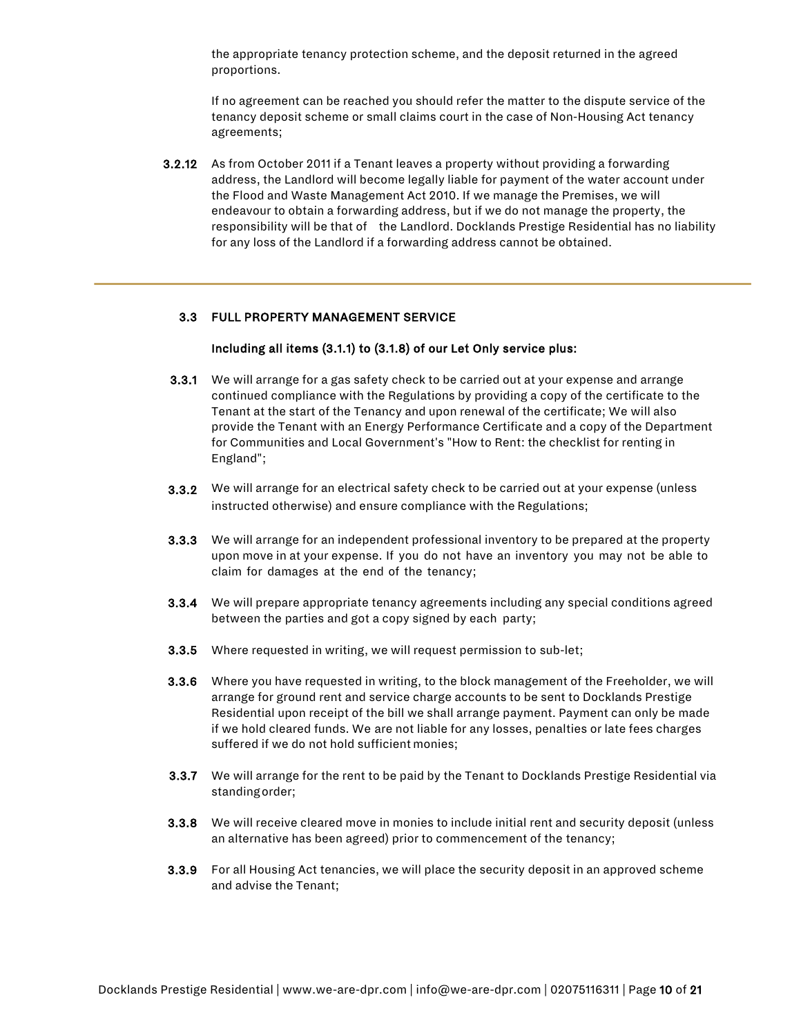the appropriate tenancy protection scheme, and the deposit returned in the agreed proportions.

If no agreement can be reached you should refer the matter to the dispute service of the tenancy deposit scheme or small claims court in the case of Non-Housing Act tenancy agreements;

**3.2.12** As from October 2011 if a Tenant leaves a property without providing a forwarding address, the Landlord will become legally liable for payment of the water account under the Flood and Waste Management Act 2010. If we manage the Premises, we will endeavour to obtain a forwarding address, but if we do not manage the property, the responsibility will be that of the Landlord. Docklands Prestige Residential has no liability for any loss of the Landlord if a forwarding address cannot be obtained.

---

### 3.3 FULL PROPERTY MANAGEMENT SERVICE

**Including all items (3.1.1) to (3.1.8) of our Let Only service plus:**

**3.3.1** We will arrange for a gas safety check to be carried out at your expense and arrange continued compliance with the Regulations by providing a copy of the certificate to the Tenant at the start of the Tenancy and upon renewal of the certificate; We will also provide the Tenant with an Energy Performance Certificate and a copy of the Department for Communities and Local Government's "How to Rent: the checklist for renting in England";

**3.3.2** We will arrange for an electrical safety check to be carried out at your expense (unless instructed otherwise) and ensure compliance with the Regulations;

**3.3.3** We will arrange for an independent professional inventory to be prepared at the property upon move in at your expense. If you do not have an inventory you may not be able to claim for damages at the end of the tenancy;

**3.3.4** We will prepare appropriate tenancy agreements including any special conditions agreed between the parties and got a copy signed by each party;

**3.3.5** Where requested in writing, we will request permission to sub-let;

**3.3.6** Where you have requested in writing, to the block management of the Freeholder, we will arrange for ground rent and service charge accounts to be sent to Docklands Prestige Residential upon receipt of the bill we shall arrange payment. Payment can only be made if we hold cleared funds. We are not liable for any losses, penalties or late fees charges suffered if we do not hold sufficient monies;

**3.3.7** We will arrange for the rent to be paid by the Tenant to Docklands Prestige Residential via standing order;

**3.3.8** We will receive cleared move in monies to include initial rent and security deposit (unless an alternative has been agreed) prior to commencement of the tenancy;

**3.3.9** For all Housing Act tenancies, we will place the security deposit in an approved scheme and advise the Tenant;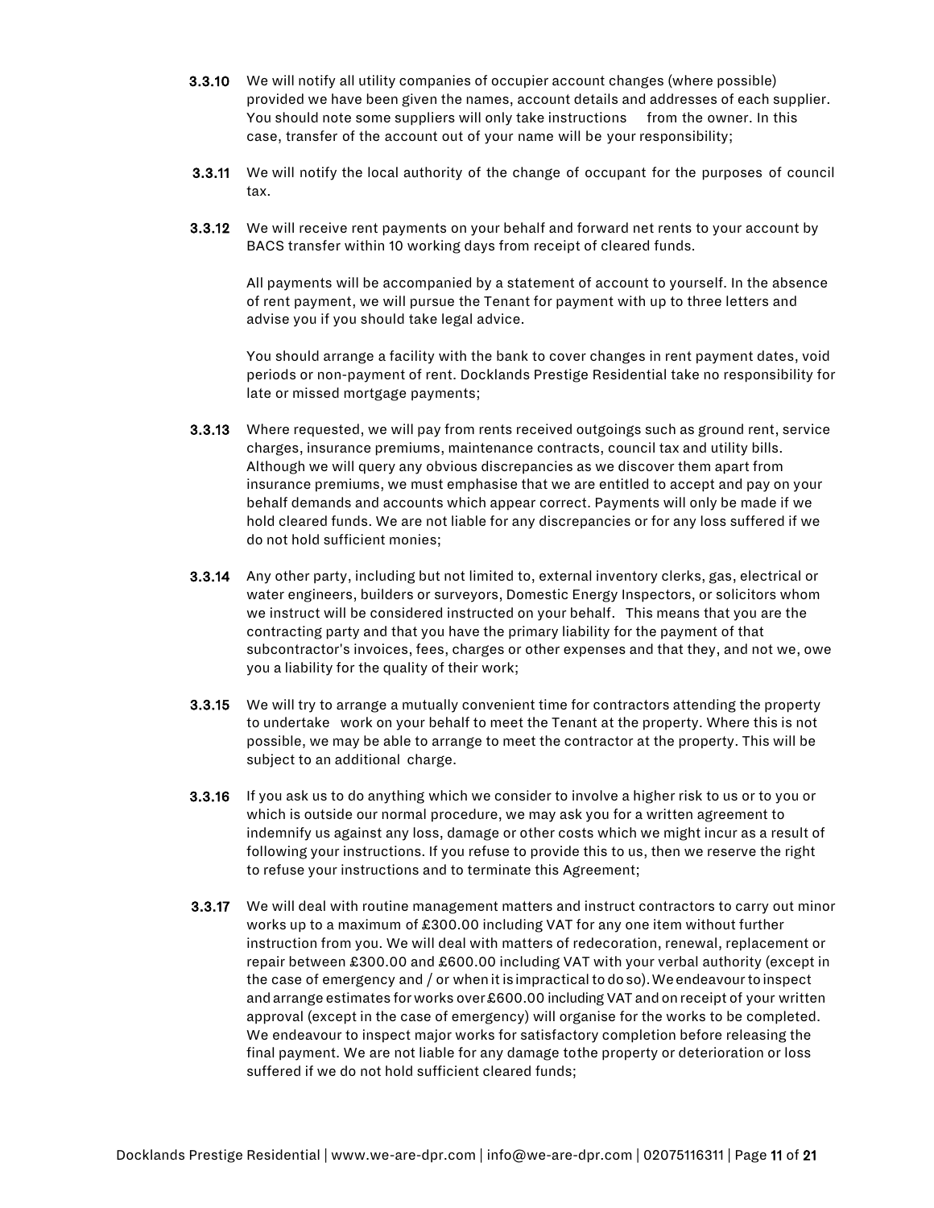**3.3.10** We will notify all utility companies of occupier account changes (where possible) provided we have been given the names, account details and addresses of each supplier. You should note some suppliers will only take instructions from the owner. In this case, transfer of the account out of your name will be your responsibility;

**3.3.11** We will notify the local authority of the change of occupant for the purposes of council tax.

**3.3.12** We will receive rent payments on your behalf and forward net rents to your account by BACS transfer within 10 working days from receipt of cleared funds.

All payments will be accompanied by a statement of account to yourself. In the absence of rent payment, we will pursue the Tenant for payment with up to three letters and advise you if you should take legal advice.

You should arrange a facility with the bank to cover changes in rent payment dates, void periods or non-payment of rent. Docklands Prestige Residential take no responsibility for late or missed mortgage payments;

**3.3.13** Where requested, we will pay from rents received outgoings such as ground rent, service charges, insurance premiums, maintenance contracts, council tax and utility bills. Although we will query any obvious discrepancies as we discover them apart from insurance premiums, we must emphasise that we are entitled to accept and pay on your behalf demands and accounts which appear correct. Payments will only be made if we hold cleared funds. We are not liable for any discrepancies or for any loss suffered if we do not hold sufficient monies;

**3.3.14** Any other party, including but not limited to, external inventory clerks, gas, electrical or water engineers, builders or surveyors, Domestic Energy Inspectors, or solicitors whom we instruct will be considered instructed on your behalf. This means that you are the contracting party and that you have the primary liability for the payment of that subcontractor's invoices, fees, charges or other expenses and that they, and not we, owe you a liability for the quality of their work;

**3.3.15** We will try to arrange a mutually convenient time for contractors attending the property to undertake work on your behalf to meet the Tenant at the property. Where this is not possible, we may be able to arrange to meet the contractor at the property. This will be subject to an additional charge.

**3.3.16** If you ask us to do anything which we consider to involve a higher risk to us or to you or which is outside our normal procedure, we may ask you for a written agreement to indemnify us against any loss, damage or other costs which we might incur as a result of following your instructions. If you refuse to provide this to us, then we reserve the right to refuse your instructions and to terminate this Agreement;

**3.3.17** We will deal with routine management matters and instruct contractors to carry out minor works up to a maximum of £300.00 including VAT for any one item without further instruction from you. We will deal with matters of redecoration, renewal, replacement or repair between £300.00 and £600.00 including VAT with your verbal authority (except in the case of emergency and / or when it is impractical to do so). We endeavour to inspect and arrange estimates for works over £600.00 including VAT and on receipt of your written approval (except in the case of emergency) will organise for the works to be completed. We endeavour to inspect major works for satisfactory completion before releasing the final payment. We are not liable for any damage tothe property or deterioration or loss suffered if we do not hold sufficient cleared funds;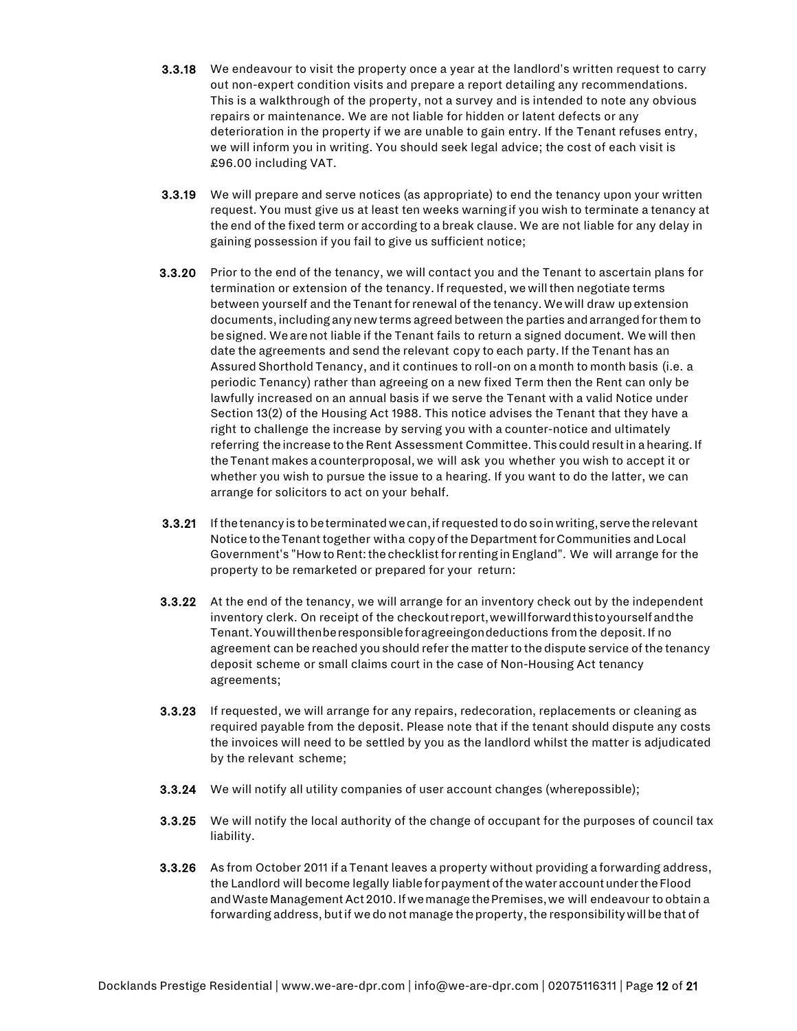**3.3.18** We endeavour to visit the property once a year at the landlord's written request to carry out non-expert condition visits and prepare a report detailing any recommendations. This is a walkthrough of the property, not a survey and is intended to note any obvious repairs or maintenance. We are not liable for hidden or latent defects or any deterioration in the property if we are unable to gain entry. If the Tenant refuses entry, we will inform you in writing. You should seek legal advice; the cost of each visit is £96.00 including VAT.

**3.3.19** We will prepare and serve notices (as appropriate) to end the tenancy upon your written request. You must give us at least ten weeks warning if you wish to terminate a tenancy at the end of the fixed term or according to a break clause. We are not liable for any delay in gaining possession if you fail to give us sufficient notice;

**3.3.20** Prior to the end of the tenancy, we will contact you and the Tenant to ascertain plans for termination or extension of the tenancy. If requested, we will then negotiate terms between yourself and the Tenant for renewal of the tenancy. We will draw up extension documents, including any new terms agreed between the parties and arranged for them to be signed. We are not liable if the Tenant fails to return a signed document. We will then date the agreements and send the relevant copy to each party. If the Tenant has an Assured Shorthold Tenancy, and it continues to roll-on on a month to month basis (i.e. a periodic Tenancy) rather than agreeing on a new fixed Term then the Rent can only be lawfully increased on an annual basis if we serve the Tenant with a valid Notice under Section 13(2) of the Housing Act 1988. This notice advises the Tenant that they have a right to challenge the increase by serving you with a counter-notice and ultimately referring the increase to the Rent Assessment Committee. This could result in a hearing. If the Tenant makes a counterproposal, we will ask you whether you wish to accept it or whether you wish to pursue the issue to a hearing. If you want to do the latter, we can arrange for solicitors to act on your behalf.

**3.3.21** If the tenancy is to be terminated we can, if requested to do so in writing, serve the relevant Notice to the Tenant together with a copy of the Department for Communities and Local Government's "How to Rent: the checklist for renting in England". We will arrange for the property to be remarketed or prepared for your return:

**3.3.22** At the end of the tenancy, we will arrange for an inventory check out by the independent inventory clerk. On receipt of the checkout report, we will forward this to yourself and the Tenant. You will then be responsible for agreeing on deductions from the deposit. If no agreement can be reached you should refer the matter to the dispute service of the tenancy deposit scheme or small claims court in the case of Non-Housing Act tenancy agreements;

**3.3.23** If requested, we will arrange for any repairs, redecoration, replacements or cleaning as required payable from the deposit. Please note that if the tenant should dispute any costs the invoices will need to be settled by you as the landlord whilst the matter is adjudicated by the relevant scheme;

**3.3.24** We will notify all utility companies of user account changes (wherepossible);

**3.3.25** We will notify the local authority of the change of occupant for the purposes of council tax liability.

**3.3.26** As from October 2011 if a Tenant leaves a property without providing a forwarding address, the Landlord will become legally liable for payment of the water account under the Flood and Waste Management Act 2010. If we manage the Premises, we will endeavour to obtain a forwarding address, but if we do not manage the property, the responsibility will be that of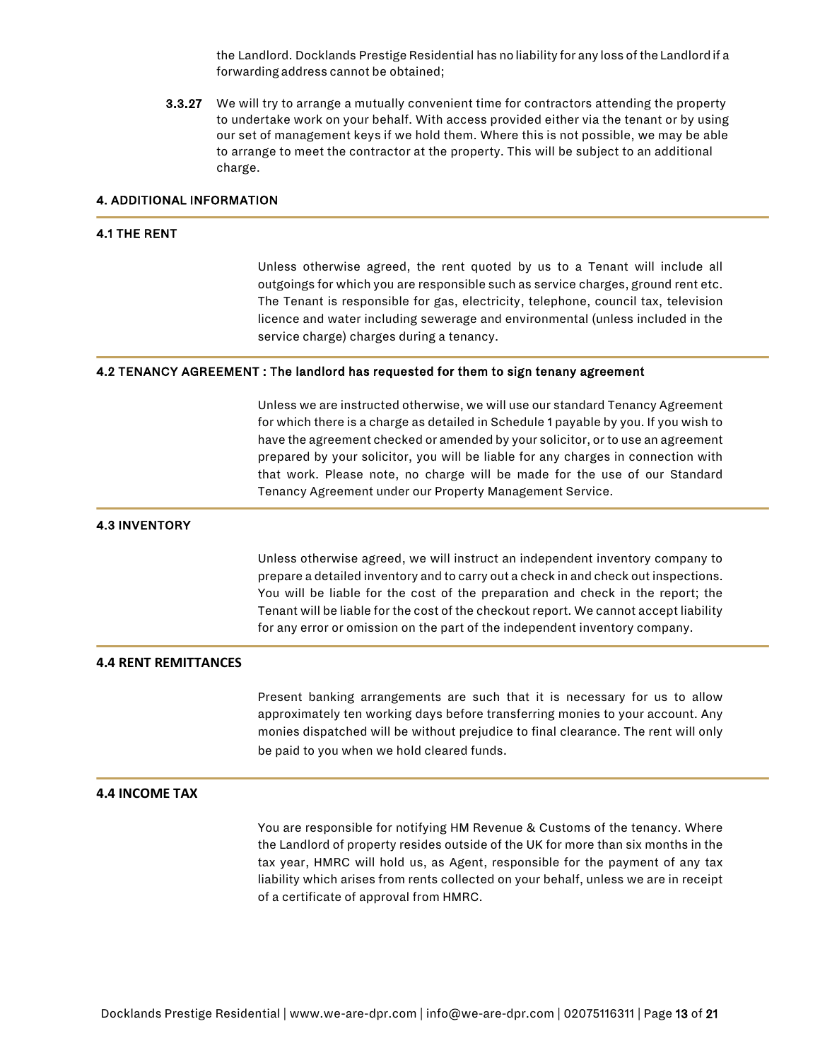the Landlord. Docklands Prestige Residential has no liability for any loss of the Landlord if a forwarding address cannot be obtained;

**3.3.27** We will try to arrange a mutually convenient time for contractors attending the property to undertake work on your behalf. With access provided either via the tenant or by using our set of management keys if we hold them. Where this is not possible, we may be able to arrange to meet the contractor at the property. This will be subject to an additional charge.

## 4. ADDITIONAL INFORMATION

### 4.1 THE RENT

Unless otherwise agreed, the rent quoted by us to a Tenant will include all outgoings for which you are responsible such as service charges, ground rent etc. The Tenant is responsible for gas, electricity, telephone, council tax, television licence and water including sewerage and environmental (unless included in the service charge) charges during a tenancy.

### 4.2 TENANCY AGREEMENT : The landlord has requested for them to sign tenany agreement

Unless we are instructed otherwise, we will use our standard Tenancy Agreement for which there is a charge as detailed in Schedule 1 payable by you. If you wish to have the agreement checked or amended by your solicitor, or to use an agreement prepared by your solicitor, you will be liable for any charges in connection with that work. Please note, no charge will be made for the use of our Standard Tenancy Agreement under our Property Management Service.

### 4.3 INVENTORY

Unless otherwise agreed, we will instruct an independent inventory company to prepare a detailed inventory and to carry out a check in and check out inspections. You will be liable for the cost of the preparation and check in the report; the Tenant will be liable for the cost of the checkout report. We cannot accept liability for any error or omission on the part of the independent inventory company.

### 4.4 RENT REMITTANCES

Present banking arrangements are such that it is necessary for us to allow approximately ten working days before transferring monies to your account. Any monies dispatched will be without prejudice to final clearance. The rent will only be paid to you when we hold cleared funds.

### 4.4 INCOME TAX

You are responsible for notifying HM Revenue & Customs of the tenancy. Where the Landlord of property resides outside of the UK for more than six months in the tax year, HMRC will hold us, as Agent, responsible for the payment of any tax liability which arises from rents collected on your behalf, unless we are in receipt of a certificate of approval from HMRC.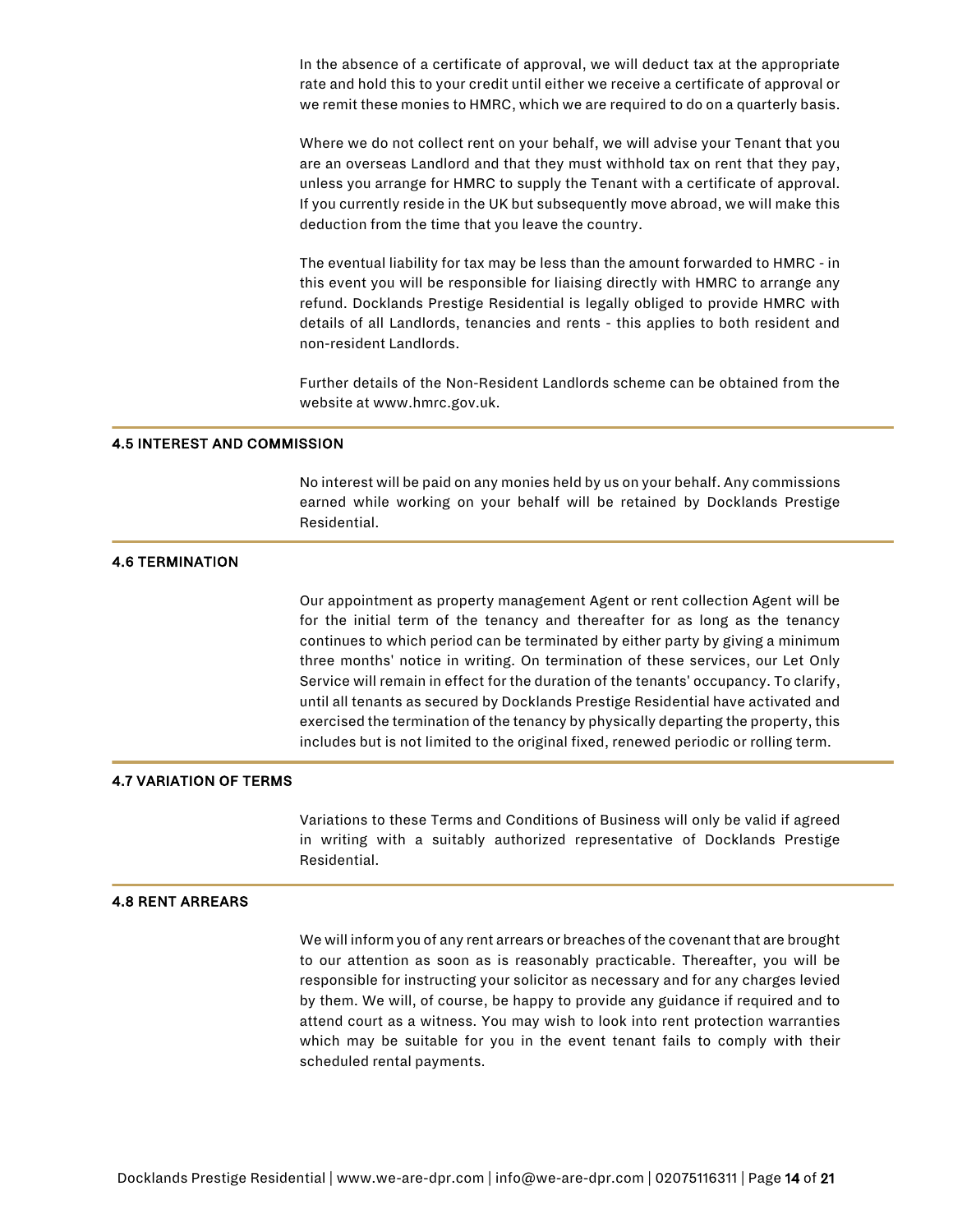In the absence of a certificate of approval, we will deduct tax at the appropriate rate and hold this to your credit until either we receive a certificate of approval or we remit these monies to HMRC, which we are required to do on a quarterly basis.

Where we do not collect rent on your behalf, we will advise your Tenant that you are an overseas Landlord and that they must withhold tax on rent that they pay, unless you arrange for HMRC to supply the Tenant with a certificate of approval. If you currently reside in the UK but subsequently move abroad, we will make this deduction from the time that you leave the country.

The eventual liability for tax may be less than the amount forwarded to HMRC - in this event you will be responsible for liaising directly with HMRC to arrange any refund. Docklands Prestige Residential is legally obliged to provide HMRC with details of all Landlords, tenancies and rents - this applies to both resident and non-resident Landlords.

Further details of the Non-Resident Landlords scheme can be obtained from the website at www.hmrc.gov.uk.

### 4.5 INTEREST AND COMMISSION

No interest will be paid on any monies held by us on your behalf. Any commissions earned while working on your behalf will be retained by Docklands Prestige Residential.

### 4.6 TERMINATION

Our appointment as property management Agent or rent collection Agent will be for the initial term of the tenancy and thereafter for as long as the tenancy continues to which period can be terminated by either party by giving a minimum three months' notice in writing. On termination of these services, our Let Only Service will remain in effect for the duration of the tenants' occupancy. To clarify, until all tenants as secured by Docklands Prestige Residential have activated and exercised the termination of the tenancy by physically departing the property, this includes but is not limited to the original fixed, renewed periodic or rolling term.

### 4.7 VARIATION OF TERMS

Variations to these Terms and Conditions of Business will only be valid if agreed in writing with a suitably authorized representative of Docklands Prestige Residential.

### 4.8 RENT ARREARS

We will inform you of any rent arrears or breaches of the covenant that are brought to our attention as soon as is reasonably practicable. Thereafter, you will be responsible for instructing your solicitor as necessary and for any charges levied by them. We will, of course, be happy to provide any guidance if required and to attend court as a witness. You may wish to look into rent protection warranties which may be suitable for you in the event tenant fails to comply with their scheduled rental payments.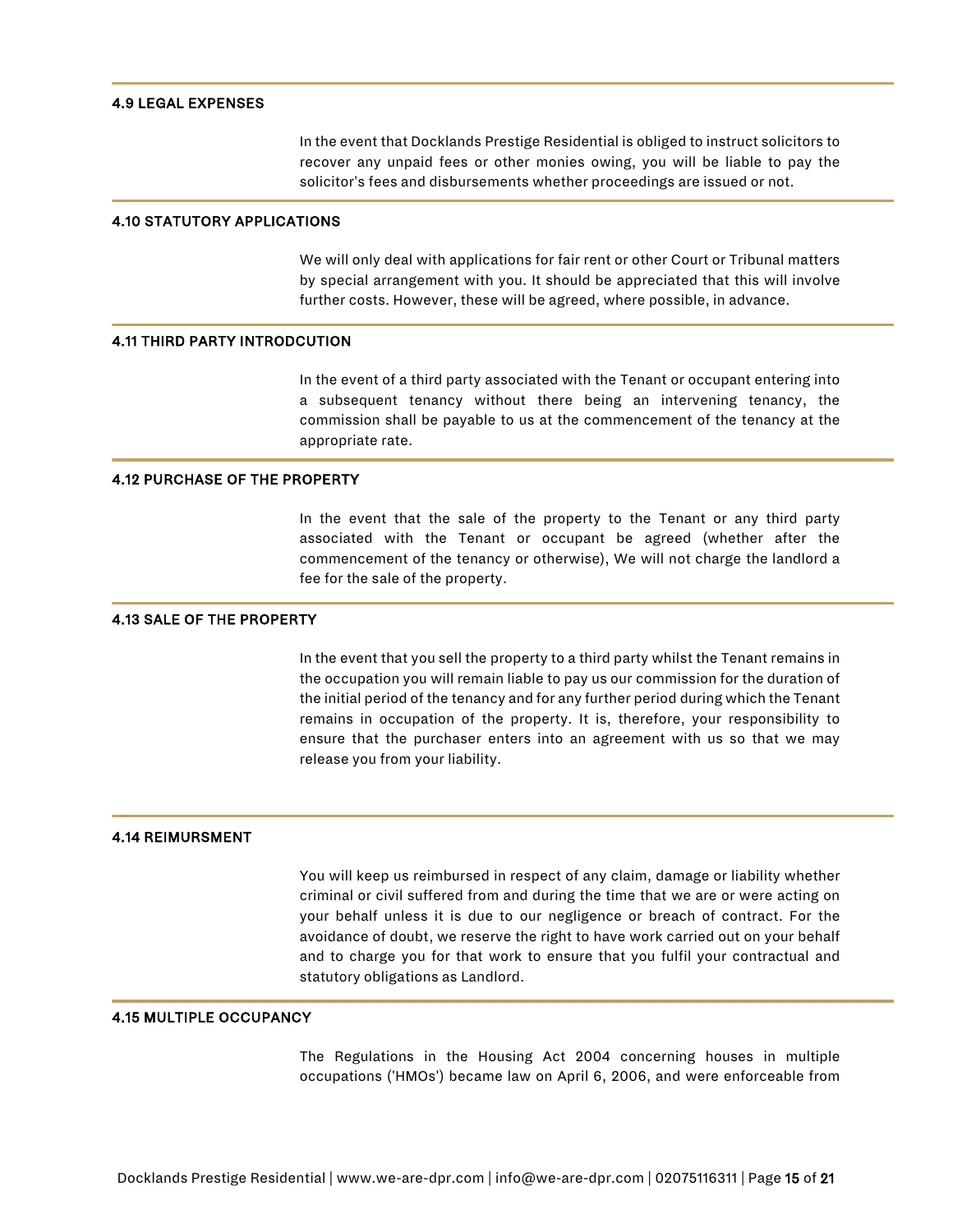### 4.9 LEGAL EXPENSES

In the event that Docklands Prestige Residential is obliged to instruct solicitors to recover any unpaid fees or other monies owing, you will be liable to pay the solicitor's fees and disbursements whether proceedings are issued or not.

### 4.10 STATUTORY APPLICATIONS

We will only deal with applications for fair rent or other Court or Tribunal matters by special arrangement with you. It should be appreciated that this will involve further costs. However, these will be agreed, where possible, in advance.

### 4.11 THIRD PARTY INTRODCUTION

In the event of a third party associated with the Tenant or occupant entering into a subsequent tenancy without there being an intervening tenancy, the commission shall be payable to us at the commencement of the tenancy at the appropriate rate.

### 4.12 PURCHASE OF THE PROPERTY

In the event that the sale of the property to the Tenant or any third party associated with the Tenant or occupant be agreed (whether after the commencement of the tenancy or otherwise), We will not charge the landlord a fee for the sale of the property.

### 4.13 SALE OF THE PROPERTY

In the event that you sell the property to a third party whilst the Tenant remains in the occupation you will remain liable to pay us our commission for the duration of the initial period of the tenancy and for any further period during which the Tenant remains in occupation of the property. It is, therefore, your responsibility to ensure that the purchaser enters into an agreement with us so that we may release you from your liability.

### 4.14 REIMURSMENT

You will keep us reimbursed in respect of any claim, damage or liability whether criminal or civil suffered from and during the time that we are or were acting on your behalf unless it is due to our negligence or breach of contract. For the avoidance of doubt, we reserve the right to have work carried out on your behalf and to charge you for that work to ensure that you fulfil your contractual and statutory obligations as Landlord.

### 4.15 MULTIPLE OCCUPANCY

The Regulations in the Housing Act 2004 concerning houses in multiple occupations ('HMOs') became law on April 6, 2006, and were enforceable from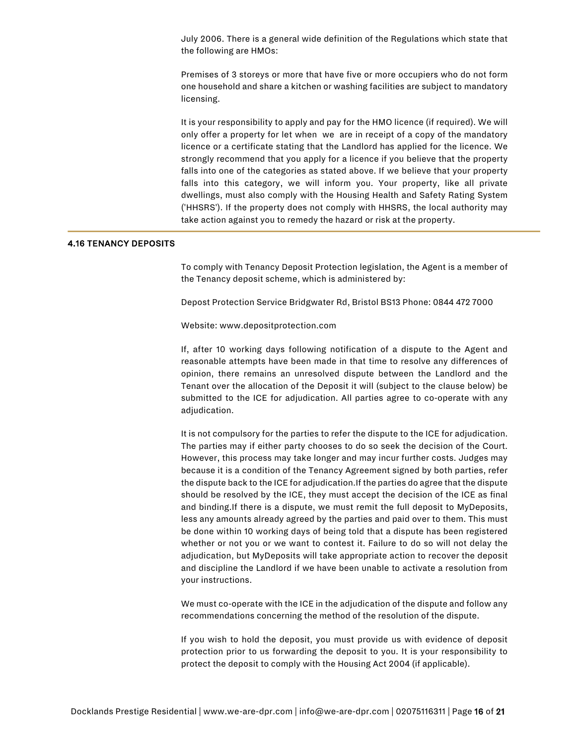July 2006. There is a general wide definition of the Regulations which state that the following are HMOs:

Premises of 3 storeys or more that have five or more occupiers who do not form one household and share a kitchen or washing facilities are subject to mandatory licensing.

It is your responsibility to apply and pay for the HMO licence (if required). We will only offer a property for let when we are in receipt of a copy of the mandatory licence or a certificate stating that the Landlord has applied for the licence. We strongly recommend that you apply for a licence if you believe that the property falls into one of the categories as stated above. If we believe that your property falls into this category, we will inform you. Your property, like all private dwellings, must also comply with the Housing Health and Safety Rating System ('HHSRS'). If the property does not comply with HHSRS, the local authority may take action against you to remedy the hazard or risk at the property.

**4.16 TENANCY DEPOSITS**

To comply with Tenancy Deposit Protection legislation, the Agent is a member of the Tenancy deposit scheme, which is administered by:

Depost Protection Service Bridgwater Rd, Bristol BS13 Phone: 0844 472 7000

Website: www.depositprotection.com

If, after 10 working days following notification of a dispute to the Agent and reasonable attempts have been made in that time to resolve any differences of opinion, there remains an unresolved dispute between the Landlord and the Tenant over the allocation of the Deposit it will (subject to the clause below) be submitted to the ICE for adjudication. All parties agree to co-operate with any adjudication.

It is not compulsory for the parties to refer the dispute to the ICE for adjudication. The parties may if either party chooses to do so seek the decision of the Court. However, this process may take longer and may incur further costs. Judges may because it is a condition of the Tenancy Agreement signed by both parties, refer the dispute back to the ICE for adjudication.If the parties do agree that the dispute should be resolved by the ICE, they must accept the decision of the ICE as final and binding.If there is a dispute, we must remit the full deposit to MyDeposits, less any amounts already agreed by the parties and paid over to them. This must be done within 10 working days of being told that a dispute has been registered whether or not you or we want to contest it. Failure to do so will not delay the adjudication, but MyDeposits will take appropriate action to recover the deposit and discipline the Landlord if we have been unable to activate a resolution from your instructions.

We must co-operate with the ICE in the adjudication of the dispute and follow any recommendations concerning the method of the resolution of the dispute.

If you wish to hold the deposit, you must provide us with evidence of deposit protection prior to us forwarding the deposit to you. It is your responsibility to protect the deposit to comply with the Housing Act 2004 (if applicable).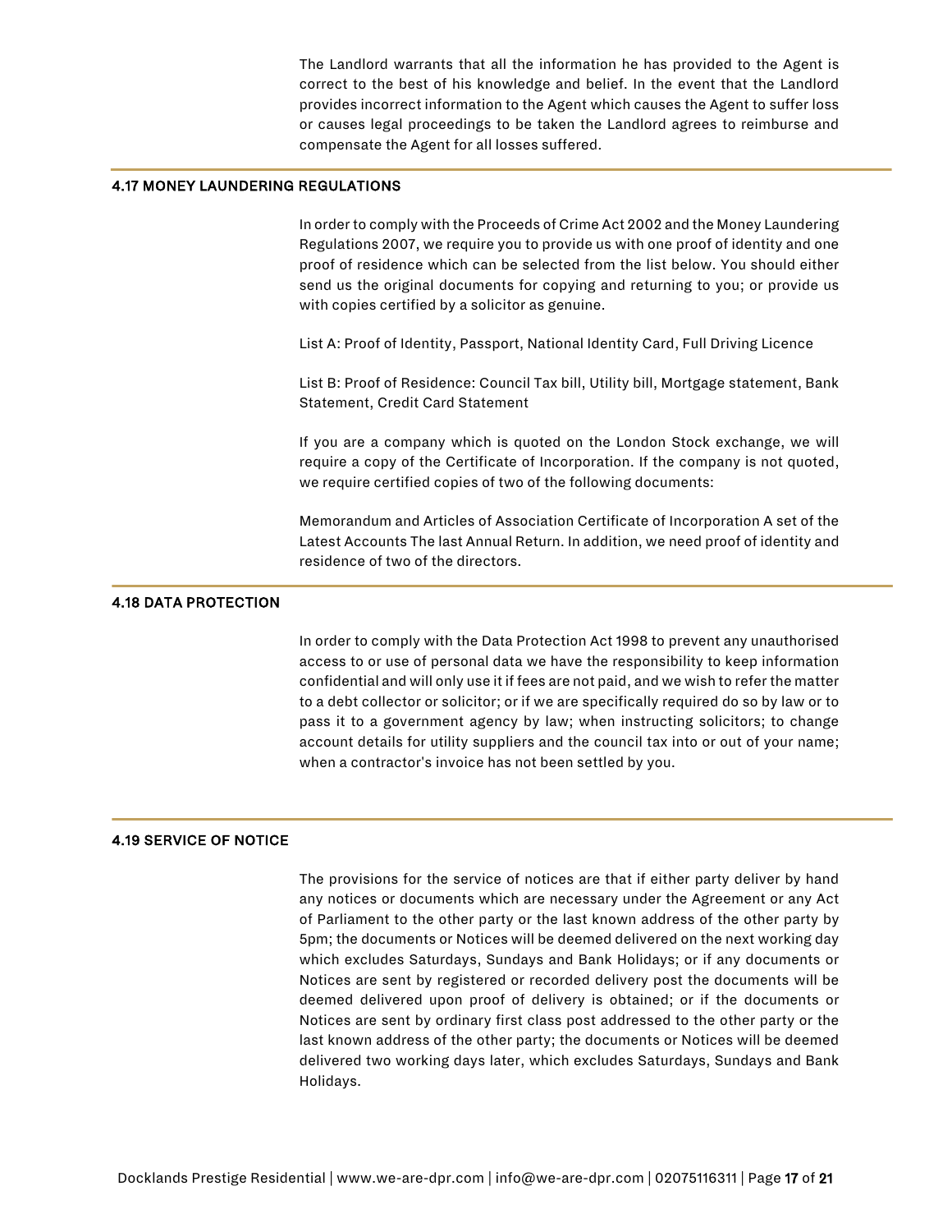The Landlord warrants that all the information he has provided to the Agent is correct to the best of his knowledge and belief. In the event that the Landlord provides incorrect information to the Agent which causes the Agent to suffer loss or causes legal proceedings to be taken the Landlord agrees to reimburse and compensate the Agent for all losses suffered.

### 4.17 MONEY LAUNDERING REGULATIONS

In order to comply with the Proceeds of Crime Act 2002 and the Money Laundering Regulations 2007, we require you to provide us with one proof of identity and one proof of residence which can be selected from the list below. You should either send us the original documents for copying and returning to you; or provide us with copies certified by a solicitor as genuine.

List A: Proof of Identity, Passport, National Identity Card, Full Driving Licence

List B: Proof of Residence: Council Tax bill, Utility bill, Mortgage statement, Bank Statement, Credit Card Statement

If you are a company which is quoted on the London Stock exchange, we will require a copy of the Certificate of Incorporation. If the company is not quoted, we require certified copies of two of the following documents:

Memorandum and Articles of Association Certificate of Incorporation A set of the Latest Accounts The last Annual Return. In addition, we need proof of identity and residence of two of the directors.

### 4.18 DATA PROTECTION

In order to comply with the Data Protection Act 1998 to prevent any unauthorised access to or use of personal data we have the responsibility to keep information confidential and will only use it if fees are not paid, and we wish to refer the matter to a debt collector or solicitor; or if we are specifically required do so by law or to pass it to a government agency by law; when instructing solicitors; to change account details for utility suppliers and the council tax into or out of your name; when a contractor's invoice has not been settled by you.

### 4.19 SERVICE OF NOTICE

The provisions for the service of notices are that if either party deliver by hand any notices or documents which are necessary under the Agreement or any Act of Parliament to the other party or the last known address of the other party by 5pm; the documents or Notices will be deemed delivered on the next working day which excludes Saturdays, Sundays and Bank Holidays; or if any documents or Notices are sent by registered or recorded delivery post the documents will be deemed delivered upon proof of delivery is obtained; or if the documents or Notices are sent by ordinary first class post addressed to the other party or the last known address of the other party; the documents or Notices will be deemed delivered two working days later, which excludes Saturdays, Sundays and Bank Holidays.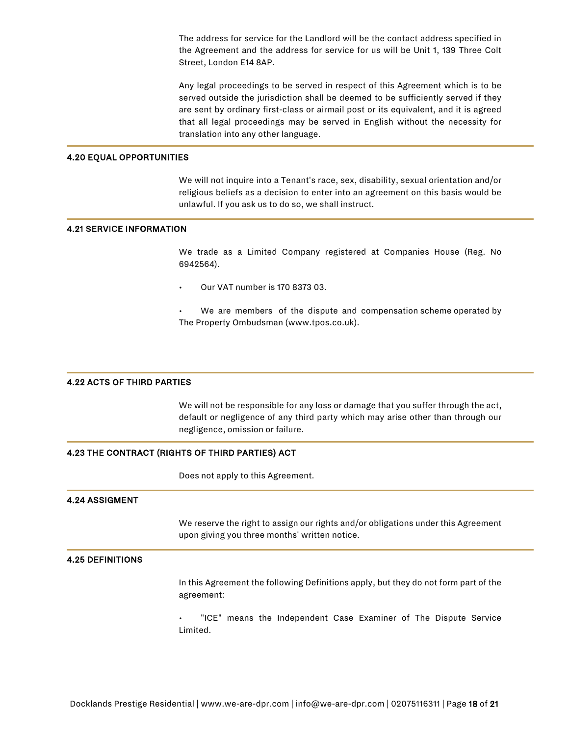The address for service for the Landlord will be the contact address specified in the Agreement and the address for service for us will be Unit 1, 139 Three Colt Street, London E14 8AP.

Any legal proceedings to be served in respect of this Agreement which is to be served outside the jurisdiction shall be deemed to be sufficiently served if they are sent by ordinary first-class or airmail post or its equivalent, and it is agreed that all legal proceedings may be served in English without the necessity for translation into any other language.

### 4.20 EQUAL OPPORTUNITIES

We will not inquire into a Tenant's race, sex, disability, sexual orientation and/or religious beliefs as a decision to enter into an agreement on this basis would be unlawful. If you ask us to do so, we shall instruct.

### 4.21 SERVICE INFORMATION

We trade as a Limited Company registered at Companies House (Reg. No 6942564).

- Our VAT number is 170 8373 03.
- We are members of the dispute and compensation scheme operated by The Property Ombudsman (www.tpos.co.uk).

### 4.22 ACTS OF THIRD PARTIES

We will not be responsible for any loss or damage that you suffer through the act, default or negligence of any third party which may arise other than through our negligence, omission or failure.

### 4.23 THE CONTRACT (RIGHTS OF THIRD PARTIES) ACT

Does not apply to this Agreement.

### 4.24 ASSIGMENT

We reserve the right to assign our rights and/or obligations under this Agreement upon giving you three months' written notice.

### 4.25 DEFINITIONS

In this Agreement the following Definitions apply, but they do not form part of the agreement:

- "ICE" means the Independent Case Examiner of The Dispute Service Limited.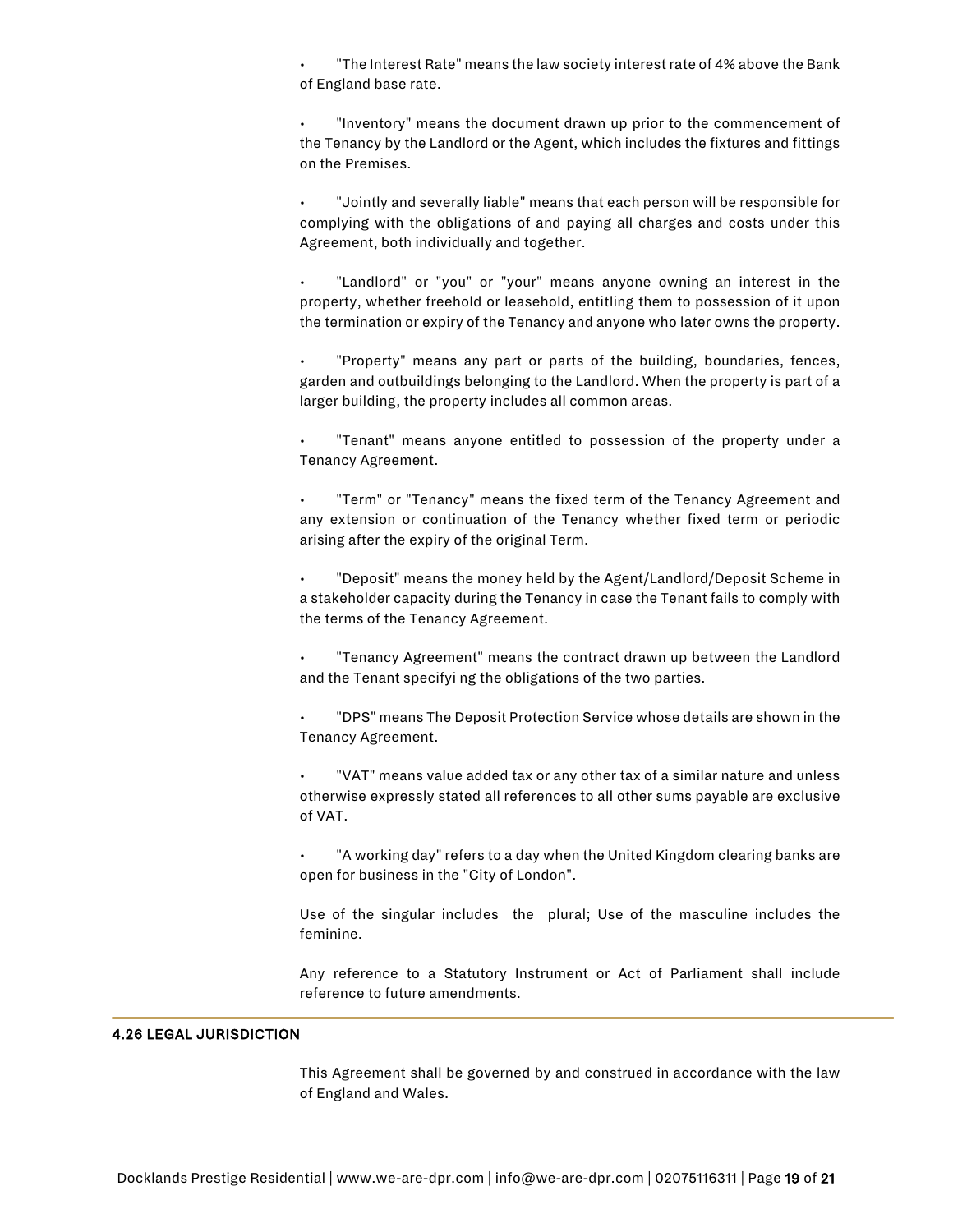- "The Interest Rate" means the law society interest rate of 4% above the Bank of England base rate.

- "Inventory" means the document drawn up prior to the commencement of the Tenancy by the Landlord or the Agent, which includes the fixtures and fittings on the Premises.

- "Jointly and severally liable" means that each person will be responsible for complying with the obligations of and paying all charges and costs under this Agreement, both individually and together.

- "Landlord" or "you" or "your" means anyone owning an interest in the property, whether freehold or leasehold, entitling them to possession of it upon the termination or expiry of the Tenancy and anyone who later owns the property.

- "Property" means any part or parts of the building, boundaries, fences, garden and outbuildings belonging to the Landlord. When the property is part of a larger building, the property includes all common areas.

- "Tenant" means anyone entitled to possession of the property under a Tenancy Agreement.

- "Term" or "Tenancy" means the fixed term of the Tenancy Agreement and any extension or continuation of the Tenancy whether fixed term or periodic arising after the expiry of the original Term.

- "Deposit" means the money held by the Agent/Landlord/Deposit Scheme in a stakeholder capacity during the Tenancy in case the Tenant fails to comply with the terms of the Tenancy Agreement.

- "Tenancy Agreement" means the contract drawn up between the Landlord and the Tenant specifyi ng the obligations of the two parties.

- "DPS" means The Deposit Protection Service whose details are shown in the Tenancy Agreement.

- "VAT" means value added tax or any other tax of a similar nature and unless otherwise expressly stated all references to all other sums payable are exclusive of VAT.

- "A working day" refers to a day when the United Kingdom clearing banks are open for business in the "City of London".

Use of the singular includes the plural; Use of the masculine includes the feminine.

Any reference to a Statutory Instrument or Act of Parliament shall include reference to future amendments.

**4.26 LEGAL JURISDICTION**

This Agreement shall be governed by and construed in accordance with the law of England and Wales.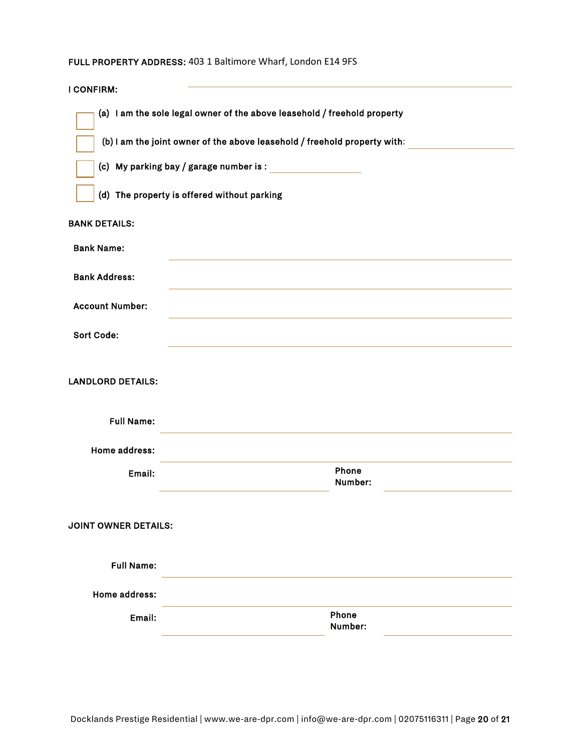**FULL PROPERTY ADDRESS:** 403 1 Baltimore Wharf, London E14 9FS

**I CONFIRM:**

- ☐ **(a) I am the sole legal owner of the above leasehold / freehold property**
- ☐ **(b) I am the joint owner of the above leasehold / freehold property with:** ____________________
- ☐ **(c) My parking bay / garage number is :** ____________________
- ☐ **(d) The property is offered without parking**

**BANK DETAILS:**

**Bank Name:** ____________________

**Bank Address:** ____________________

**Account Number:** ____________________

**Sort Code:** ____________________

**LANDLORD DETAILS:**

**Full Name:** ____________________

**Home address:** ____________________

**Email:** ____________________ **Phone Number:** ____________________

**JOINT OWNER DETAILS:**

**Full Name:** ____________________

**Home address:** ____________________

**Email:** ____________________ **Phone Number:** ____________________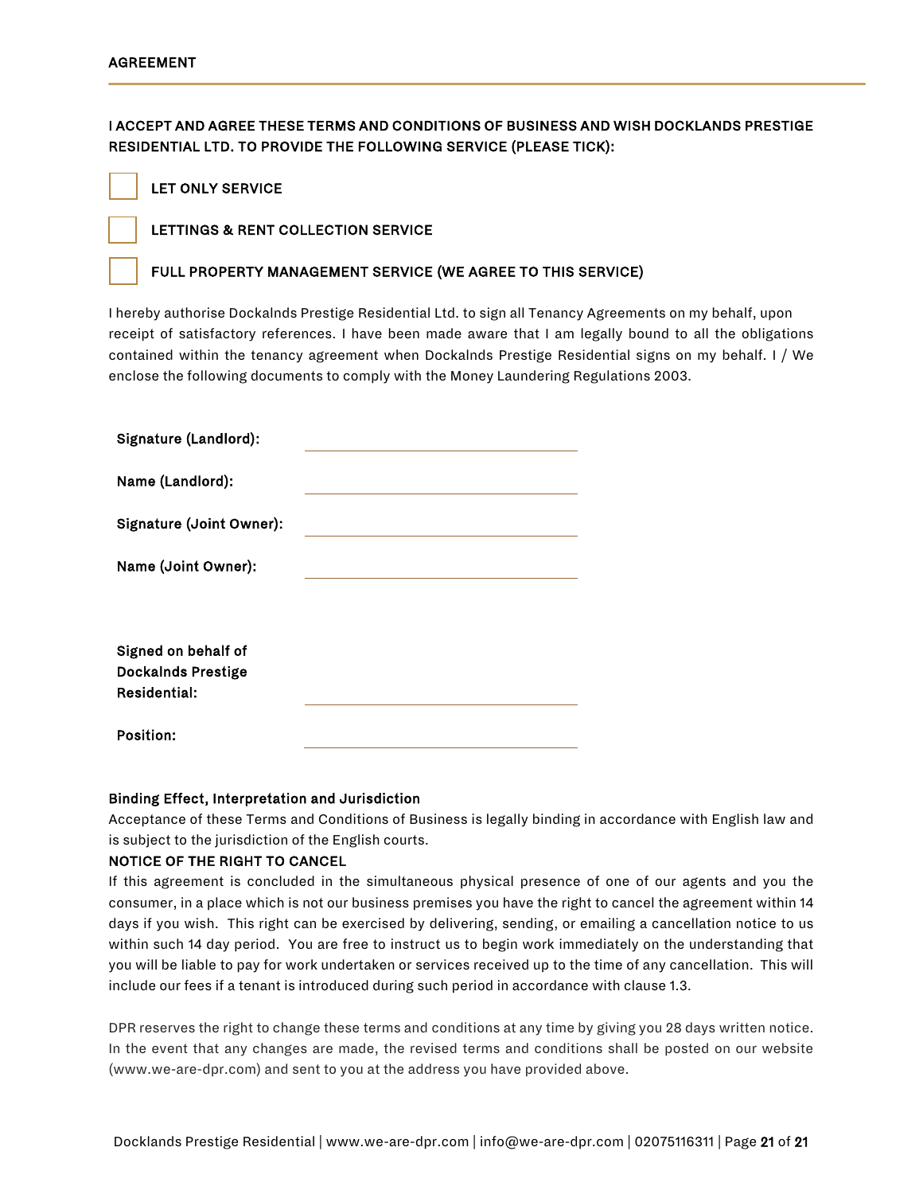## AGREEMENT

**I ACCEPT AND AGREE THESE TERMS AND CONDITIONS OF BUSINESS AND WISH DOCKLANDS PRESTIGE RESIDENTIAL LTD. TO PROVIDE THE FOLLOWING SERVICE (PLEASE TICK):**

- [ ] **LET ONLY SERVICE**
- [ ] **LETTINGS & RENT COLLECTION SERVICE**
- [ ] **FULL PROPERTY MANAGEMENT SERVICE (WE AGREE TO THIS SERVICE)**

I hereby authorise Dockalnds Prestige Residential Ltd. to sign all Tenancy Agreements on my behalf, upon receipt of satisfactory references. I have been made aware that I am legally bound to all the obligations contained within the tenancy agreement when Dockalnds Prestige Residential signs on my behalf. I / We enclose the following documents to comply with the Money Laundering Regulations 2003.

**Signature (Landlord):** ______________________

**Name (Landlord):** ______________________

**Signature (Joint Owner):** ______________________

**Name (Joint Owner):** ______________________

**Signed on behalf of Dockalnds Prestige Residential:** ______________________

**Position:** ______________________

**Binding Effect, Interpretation and Jurisdiction**

Acceptance of these Terms and Conditions of Business is legally binding in accordance with English law and is subject to the jurisdiction of the English courts.

**NOTICE OF THE RIGHT TO CANCEL**

If this agreement is concluded in the simultaneous physical presence of one of our agents and you the consumer, in a place which is not our business premises you have the right to cancel the agreement within 14 days if you wish. This right can be exercised by delivering, sending, or emailing a cancellation notice to us within such 14 day period. You are free to instruct us to begin work immediately on the understanding that you will be liable to pay for work undertaken or services received up to the time of any cancellation. This will include our fees if a tenant is introduced during such period in accordance with clause 1.3.

DPR reserves the right to change these terms and conditions at any time by giving you 28 days written notice. In the event that any changes are made, the revised terms and conditions shall be posted on our website (www.we-are-dpr.com) and sent to you at the address you have provided above.